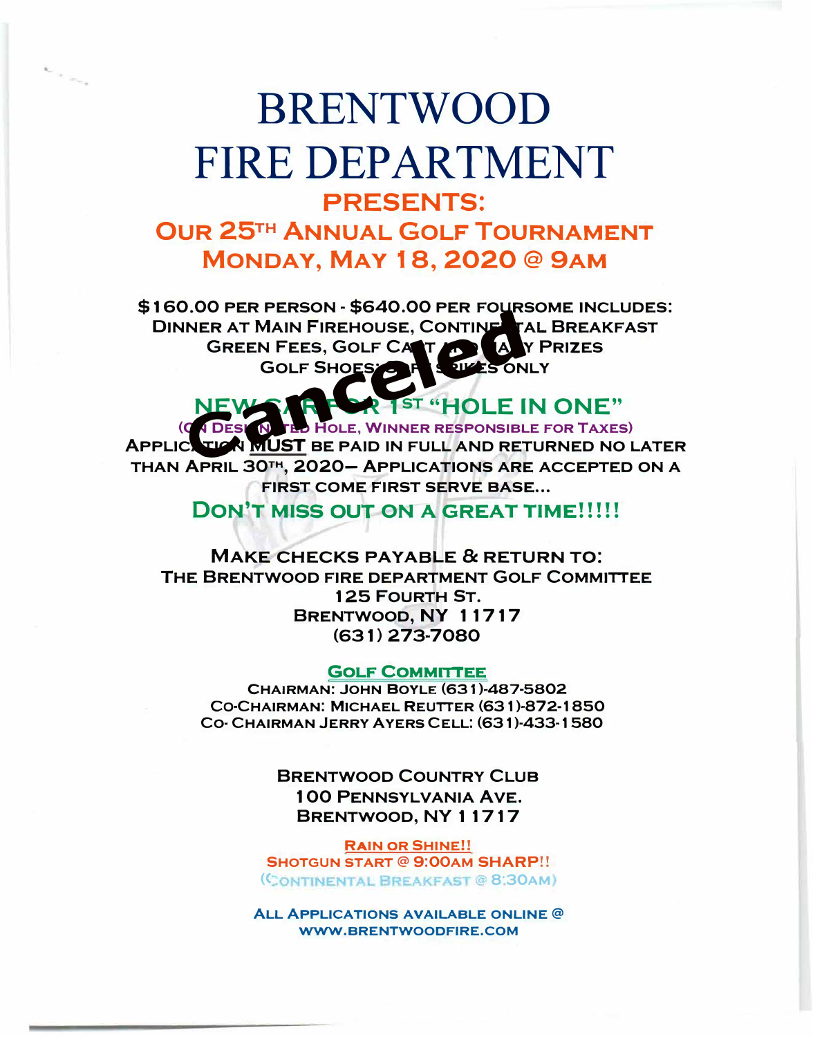# BRENTWOOD FIRE DEPARTMENT

## PRESENTS:

## OUR 25TH ANNUAL GOLF TOURNAMENT
## MONDAY, MAY 18, 2020 @ 9AM

**Canceled**

**$160.00 PER PERSON - $640.00 PER FOURSOME INCLUDES:**
**DINNER AT MAIN FIREHOUSE, CONTINENTAL BREAKFAST**
**GREEN FEES, GOLF CART AND MANY PRIZES**
**GOLF SHOES: SOFT SPIKES ONLY**

## NEW CAR FOR 1ST "HOLE IN ONE"

**(ON DESIGNATED HOLE, WINNER RESPONSIBLE FOR TAXES)**

**APPLICATION MUST BE PAID IN FULL AND RETURNED NO LATER THAN APRIL 30TH, 2020– APPLICATIONS ARE ACCEPTED ON A FIRST COME FIRST SERVE BASE...**

## DON'T MISS OUT ON A GREAT TIME!!!!!

**MAKE CHECKS PAYABLE & RETURN TO:**
**THE BRENTWOOD FIRE DEPARTMENT GOLF COMMITTEE**
**125 FOURTH ST.**
**BRENTWOOD, NY 11717**
**(631) 273-7080**

**GOLF COMMITTEE**

**CHAIRMAN: JOHN BOYLE (631)-487-5802**
**CO-CHAIRMAN: MICHAEL REUTTER (631)-872-1850**
**CO- CHAIRMAN JERRY AYERS CELL: (631)-433-1580**

**BRENTWOOD COUNTRY CLUB**
**100 PENNSYLVANIA AVE.**
**BRENTWOOD, NY 11717**

**RAIN OR SHINE!!**
**SHOTGUN START @ 9:00AM SHARP!!**
**(CONTINENTAL BREAKFAST @ 8:30AM)**

**ALL APPLICATIONS AVAILABLE ONLINE @ WWW.BRENTWOODFIRE.COM**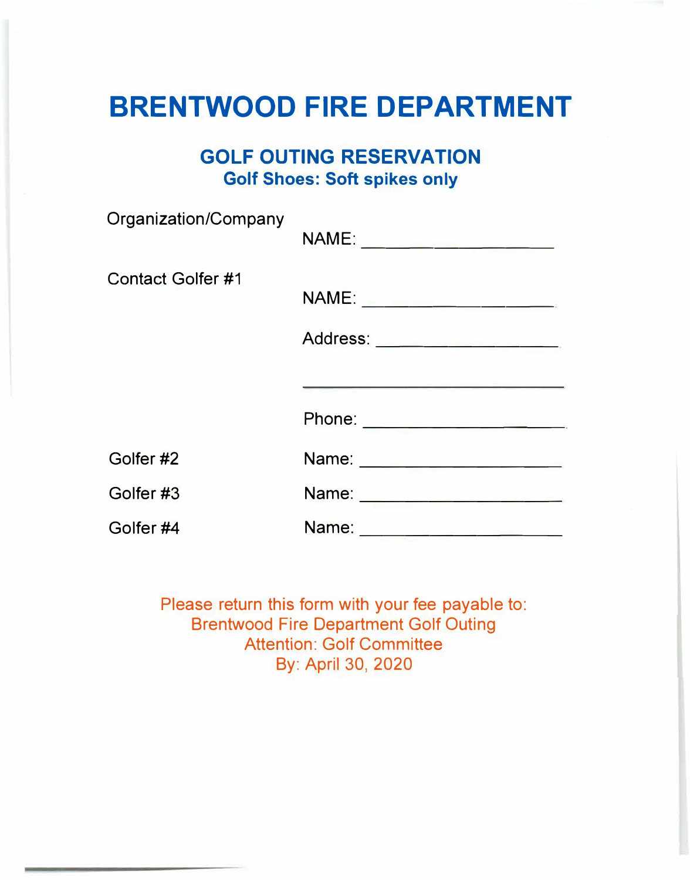# BRENTWOOD FIRE DEPARTMENT

## GOLF OUTING RESERVATION

### Golf Shoes: Soft spikes only

Organization/Company

NAME: ____________________

Contact Golfer #1

NAME: ____________________

Address: ____________________

____________________

Phone: ____________________

Golfer #2 Name: ____________________

Golfer #3 Name: ____________________

Golfer #4 Name: ____________________

Please return this form with your fee payable to:
Brentwood Fire Department Golf Outing
Attention: Golf Committee
By: April 30, 2020